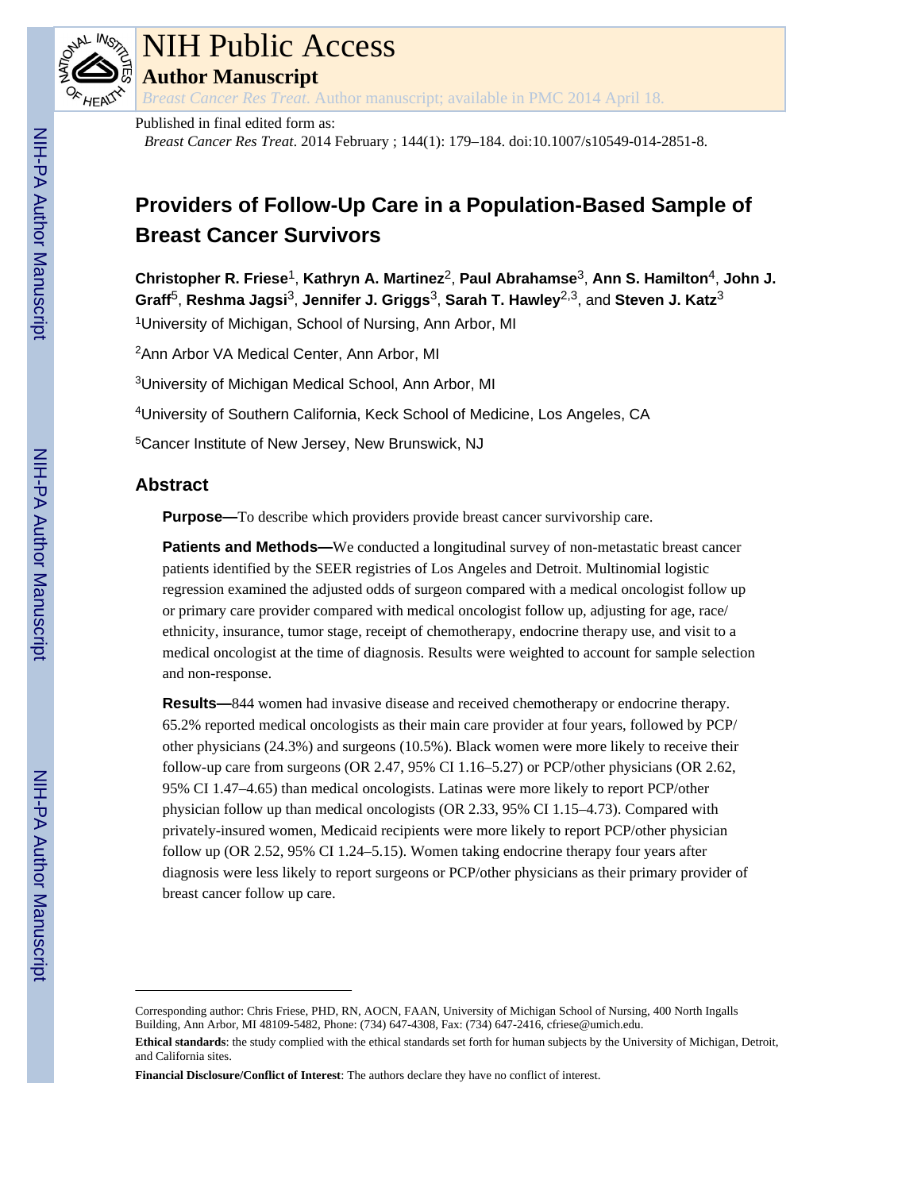# NIH Public Access

## Author Manuscript

*Breast Cancer Res Treat*. Author manuscript; available in PMC 2014 April 18.

Published in final edited form as:

*Breast Cancer Res Treat*. 2014 February ; 144(1): 179–184. doi:10.1007/s10549-014-2851-8.

# Providers of Follow-Up Care in a Population-Based Sample of Breast Cancer Survivors

**Christopher R. Friese**[1], **Kathryn A. Martinez**[2], **Paul Abrahamse**[3], **Ann S. Hamilton**[4], **John J. Graff**[5], **Reshma Jagsi**[3], **Jennifer J. Griggs**[3], **Sarah T. Hawley**[2,3], and **Steven J. Katz**[3]

[1]University of Michigan, School of Nursing, Ann Arbor, MI

[2]Ann Arbor VA Medical Center, Ann Arbor, MI

[3]University of Michigan Medical School, Ann Arbor, MI

[4]University of Southern California, Keck School of Medicine, Los Angeles, CA

[5]Cancer Institute of New Jersey, New Brunswick, NJ

## Abstract

**Purpose—**To describe which providers provide breast cancer survivorship care.

**Patients and Methods—**We conducted a longitudinal survey of non-metastatic breast cancer patients identified by the SEER registries of Los Angeles and Detroit. Multinomial logistic regression examined the adjusted odds of surgeon compared with a medical oncologist follow up or primary care provider compared with medical oncologist follow up, adjusting for age, race/ethnicity, insurance, tumor stage, receipt of chemotherapy, endocrine therapy use, and visit to a medical oncologist at the time of diagnosis. Results were weighted to account for sample selection and non-response.

**Results—**844 women had invasive disease and received chemotherapy or endocrine therapy. 65.2% reported medical oncologists as their main care provider at four years, followed by PCP/other physicians (24.3%) and surgeons (10.5%). Black women were more likely to receive their follow-up care from surgeons (OR 2.47, 95% CI 1.16–5.27) or PCP/other physicians (OR 2.62, 95% CI 1.47–4.65) than medical oncologists. Latinas were more likely to report PCP/other physician follow up than medical oncologists (OR 2.33, 95% CI 1.15–4.73). Compared with privately-insured women, Medicaid recipients were more likely to report PCP/other physician follow up (OR 2.52, 95% CI 1.24–5.15). Women taking endocrine therapy four years after diagnosis were less likely to report surgeons or PCP/other physicians as their primary provider of breast cancer follow up care.

---

Corresponding author: Chris Friese, PHD, RN, AOCN, FAAN, University of Michigan School of Nursing, 400 North Ingalls Building, Ann Arbor, MI 48109-5482, Phone: (734) 647-4308, Fax: (734) 647-2416, cfriese@umich.edu.

**Ethical standards**: the study complied with the ethical standards set forth for human subjects by the University of Michigan, Detroit, and California sites.

**Financial Disclosure/Conflict of Interest**: The authors declare they have no conflict of interest.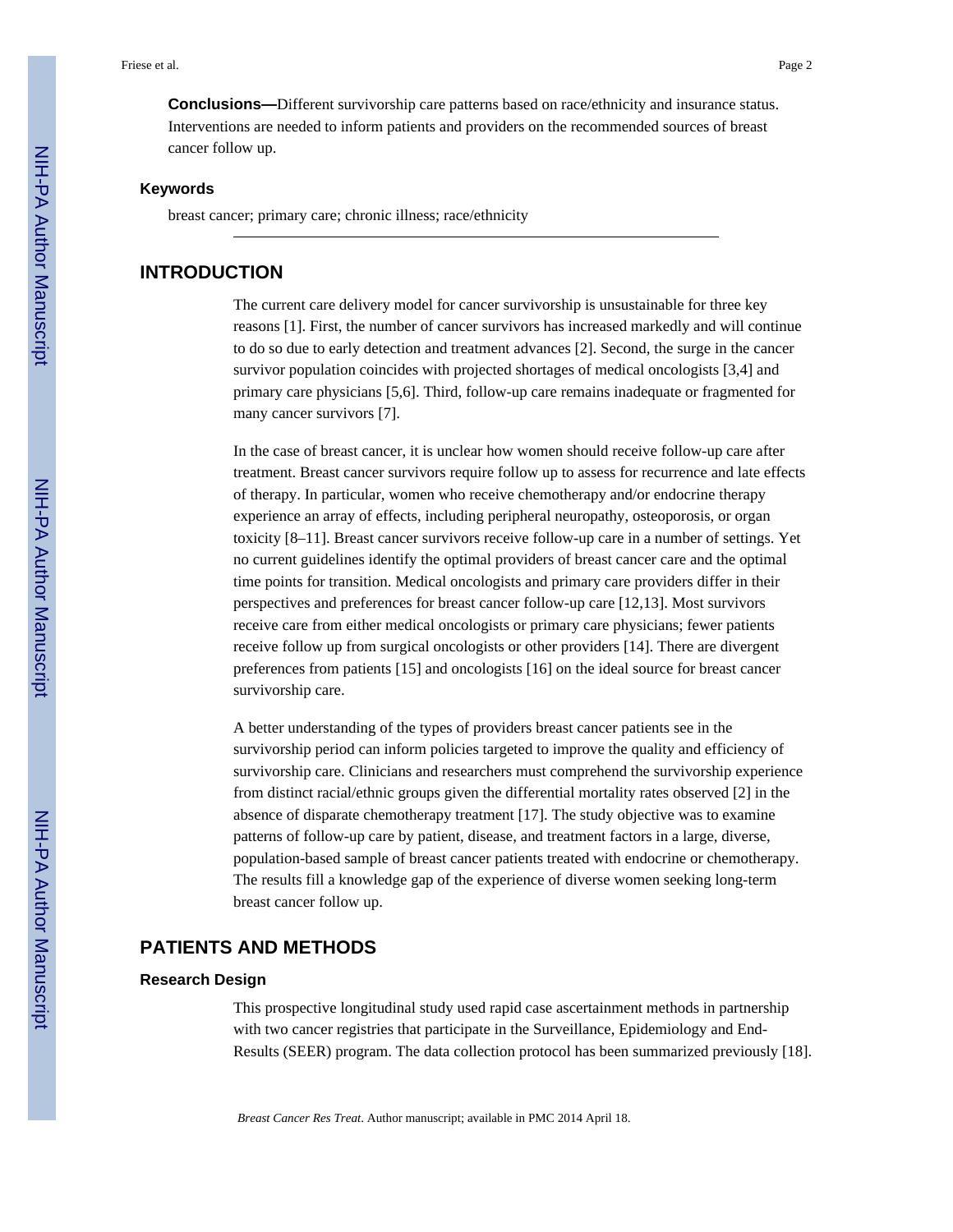**Conclusions—**Different survivorship care patterns based on race/ethnicity and insurance status. Interventions are needed to inform patients and providers on the recommended sources of breast cancer follow up.

### Keywords

breast cancer; primary care; chronic illness; race/ethnicity

## INTRODUCTION

The current care delivery model for cancer survivorship is unsustainable for three key reasons [1]. First, the number of cancer survivors has increased markedly and will continue to do so due to early detection and treatment advances [2]. Second, the surge in the cancer survivor population coincides with projected shortages of medical oncologists [3,4] and primary care physicians [5,6]. Third, follow-up care remains inadequate or fragmented for many cancer survivors [7].

In the case of breast cancer, it is unclear how women should receive follow-up care after treatment. Breast cancer survivors require follow up to assess for recurrence and late effects of therapy. In particular, women who receive chemotherapy and/or endocrine therapy experience an array of effects, including peripheral neuropathy, osteoporosis, or organ toxicity [8–11]. Breast cancer survivors receive follow-up care in a number of settings. Yet no current guidelines identify the optimal providers of breast cancer care and the optimal time points for transition. Medical oncologists and primary care providers differ in their perspectives and preferences for breast cancer follow-up care [12,13]. Most survivors receive care from either medical oncologists or primary care physicians; fewer patients receive follow up from surgical oncologists or other providers [14]. There are divergent preferences from patients [15] and oncologists [16] on the ideal source for breast cancer survivorship care.

A better understanding of the types of providers breast cancer patients see in the survivorship period can inform policies targeted to improve the quality and efficiency of survivorship care. Clinicians and researchers must comprehend the survivorship experience from distinct racial/ethnic groups given the differential mortality rates observed [2] in the absence of disparate chemotherapy treatment [17]. The study objective was to examine patterns of follow-up care by patient, disease, and treatment factors in a large, diverse, population-based sample of breast cancer patients treated with endocrine or chemotherapy. The results fill a knowledge gap of the experience of diverse women seeking long-term breast cancer follow up.

## PATIENTS AND METHODS

### Research Design

This prospective longitudinal study used rapid case ascertainment methods in partnership with two cancer registries that participate in the Surveillance, Epidemiology and End-Results (SEER) program. The data collection protocol has been summarized previously [18].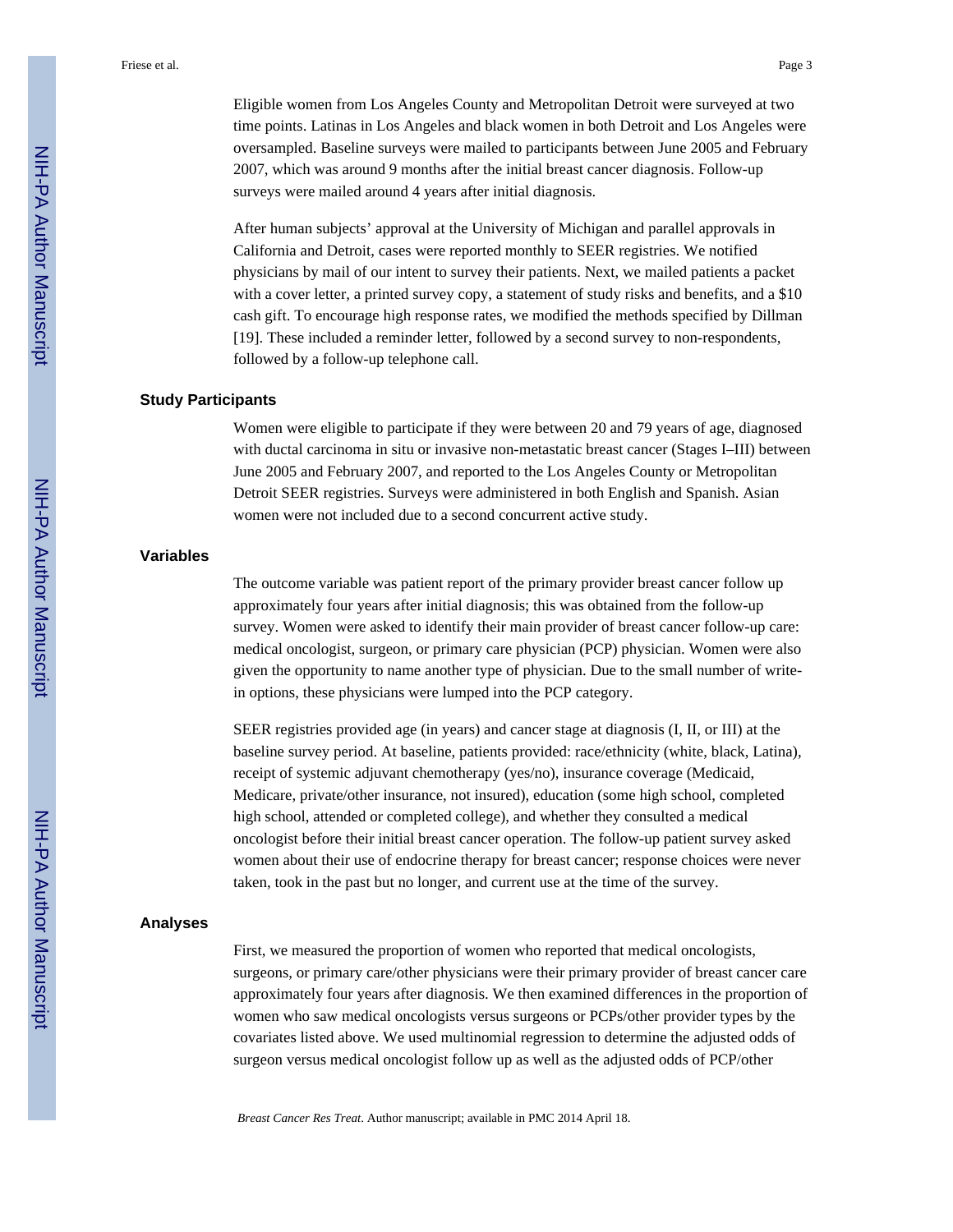Eligible women from Los Angeles County and Metropolitan Detroit were surveyed at two time points. Latinas in Los Angeles and black women in both Detroit and Los Angeles were oversampled. Baseline surveys were mailed to participants between June 2005 and February 2007, which was around 9 months after the initial breast cancer diagnosis. Follow-up surveys were mailed around 4 years after initial diagnosis.

After human subjects' approval at the University of Michigan and parallel approvals in California and Detroit, cases were reported monthly to SEER registries. We notified physicians by mail of our intent to survey their patients. Next, we mailed patients a packet with a cover letter, a printed survey copy, a statement of study risks and benefits, and a $10 cash gift. To encourage high response rates, we modified the methods specified by Dillman [19]. These included a reminder letter, followed by a second survey to non-respondents, followed by a follow-up telephone call.

### Study Participants

Women were eligible to participate if they were between 20 and 79 years of age, diagnosed with ductal carcinoma in situ or invasive non-metastatic breast cancer (Stages I–III) between June 2005 and February 2007, and reported to the Los Angeles County or Metropolitan Detroit SEER registries. Surveys were administered in both English and Spanish. Asian women were not included due to a second concurrent active study.

### Variables

The outcome variable was patient report of the primary provider breast cancer follow up approximately four years after initial diagnosis; this was obtained from the follow-up survey. Women were asked to identify their main provider of breast cancer follow-up care: medical oncologist, surgeon, or primary care physician (PCP) physician. Women were also given the opportunity to name another type of physician. Due to the small number of write-in options, these physicians were lumped into the PCP category.

SEER registries provided age (in years) and cancer stage at diagnosis (I, II, or III) at the baseline survey period. At baseline, patients provided: race/ethnicity (white, black, Latina), receipt of systemic adjuvant chemotherapy (yes/no), insurance coverage (Medicaid, Medicare, private/other insurance, not insured), education (some high school, completed high school, attended or completed college), and whether they consulted a medical oncologist before their initial breast cancer operation. The follow-up patient survey asked women about their use of endocrine therapy for breast cancer; response choices were never taken, took in the past but no longer, and current use at the time of the survey.

### Analyses

First, we measured the proportion of women who reported that medical oncologists, surgeons, or primary care/other physicians were their primary provider of breast cancer care approximately four years after diagnosis. We then examined differences in the proportion of women who saw medical oncologists versus surgeons or PCPs/other provider types by the covariates listed above. We used multinomial regression to determine the adjusted odds of surgeon versus medical oncologist follow up as well as the adjusted odds of PCP/other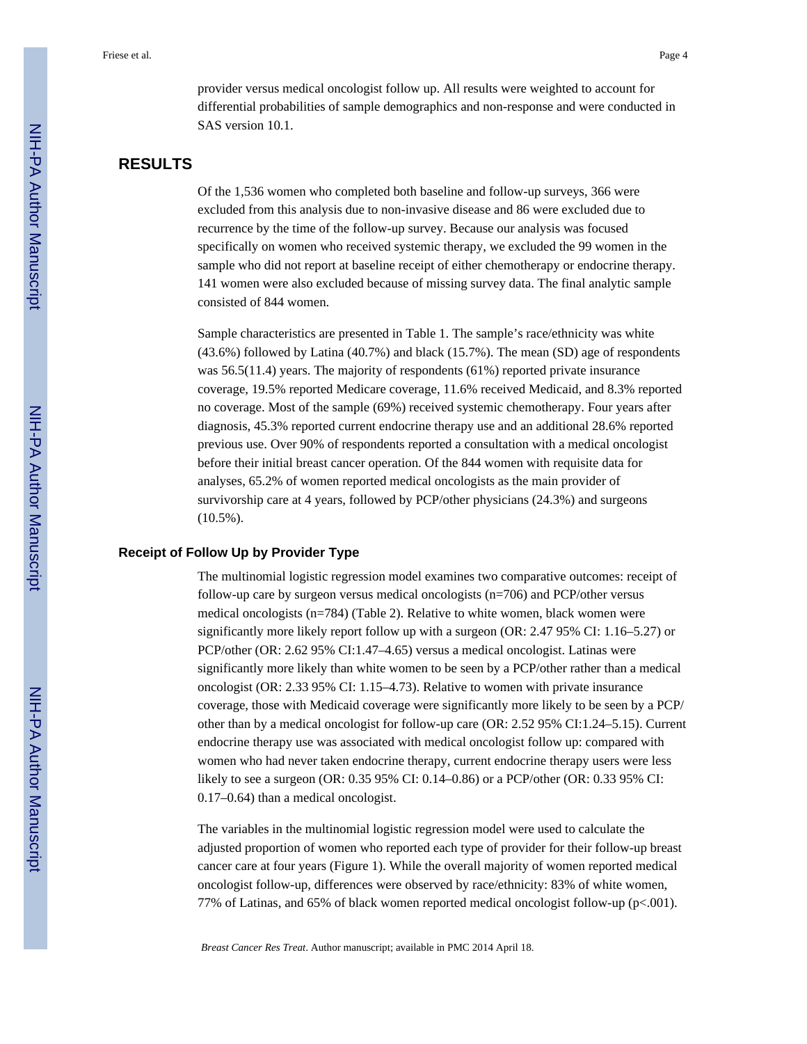provider versus medical oncologist follow up. All results were weighted to account for differential probabilities of sample demographics and non-response and were conducted in SAS version 10.1.

## RESULTS

Of the 1,536 women who completed both baseline and follow-up surveys, 366 were excluded from this analysis due to non-invasive disease and 86 were excluded due to recurrence by the time of the follow-up survey. Because our analysis was focused specifically on women who received systemic therapy, we excluded the 99 women in the sample who did not report at baseline receipt of either chemotherapy or endocrine therapy. 141 women were also excluded because of missing survey data. The final analytic sample consisted of 844 women.

Sample characteristics are presented in Table 1. The sample's race/ethnicity was white (43.6%) followed by Latina (40.7%) and black (15.7%). The mean (SD) age of respondents was 56.5(11.4) years. The majority of respondents (61%) reported private insurance coverage, 19.5% reported Medicare coverage, 11.6% received Medicaid, and 8.3% reported no coverage. Most of the sample (69%) received systemic chemotherapy. Four years after diagnosis, 45.3% reported current endocrine therapy use and an additional 28.6% reported previous use. Over 90% of respondents reported a consultation with a medical oncologist before their initial breast cancer operation. Of the 844 women with requisite data for analyses, 65.2% of women reported medical oncologists as the main provider of survivorship care at 4 years, followed by PCP/other physicians (24.3%) and surgeons (10.5%).

### Receipt of Follow Up by Provider Type

The multinomial logistic regression model examines two comparative outcomes: receipt of follow-up care by surgeon versus medical oncologists (n=706) and PCP/other versus medical oncologists (n=784) (Table 2). Relative to white women, black women were significantly more likely report follow up with a surgeon (OR: 2.47 95% CI: 1.16–5.27) or PCP/other (OR: 2.62 95% CI:1.47–4.65) versus a medical oncologist. Latinas were significantly more likely than white women to be seen by a PCP/other rather than a medical oncologist (OR: 2.33 95% CI: 1.15–4.73). Relative to women with private insurance coverage, those with Medicaid coverage were significantly more likely to be seen by a PCP/other than by a medical oncologist for follow-up care (OR: 2.52 95% CI:1.24–5.15). Current endocrine therapy use was associated with medical oncologist follow up: compared with women who had never taken endocrine therapy, current endocrine therapy users were less likely to see a surgeon (OR: 0.35 95% CI: 0.14–0.86) or a PCP/other (OR: 0.33 95% CI: 0.17–0.64) than a medical oncologist.

The variables in the multinomial logistic regression model were used to calculate the adjusted proportion of women who reported each type of provider for their follow-up breast cancer care at four years (Figure 1). While the overall majority of women reported medical oncologist follow-up, differences were observed by race/ethnicity: 83% of white women, 77% of Latinas, and 65% of black women reported medical oncologist follow-up ($p<.001$).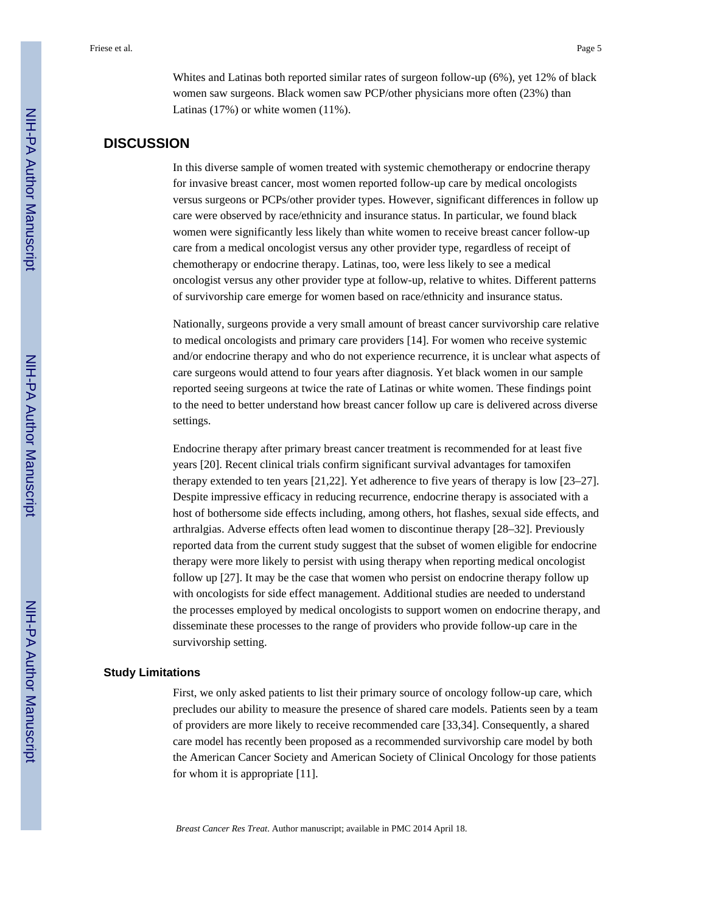Whites and Latinas both reported similar rates of surgeon follow-up (6%), yet 12% of black women saw surgeons. Black women saw PCP/other physicians more often (23%) than Latinas (17%) or white women (11%).

## DISCUSSION

In this diverse sample of women treated with systemic chemotherapy or endocrine therapy for invasive breast cancer, most women reported follow-up care by medical oncologists versus surgeons or PCPs/other provider types. However, significant differences in follow up care were observed by race/ethnicity and insurance status. In particular, we found black women were significantly less likely than white women to receive breast cancer follow-up care from a medical oncologist versus any other provider type, regardless of receipt of chemotherapy or endocrine therapy. Latinas, too, were less likely to see a medical oncologist versus any other provider type at follow-up, relative to whites. Different patterns of survivorship care emerge for women based on race/ethnicity and insurance status.

Nationally, surgeons provide a very small amount of breast cancer survivorship care relative to medical oncologists and primary care providers [14]. For women who receive systemic and/or endocrine therapy and who do not experience recurrence, it is unclear what aspects of care surgeons would attend to four years after diagnosis. Yet black women in our sample reported seeing surgeons at twice the rate of Latinas or white women. These findings point to the need to better understand how breast cancer follow up care is delivered across diverse settings.

Endocrine therapy after primary breast cancer treatment is recommended for at least five years [20]. Recent clinical trials confirm significant survival advantages for tamoxifen therapy extended to ten years [21,22]. Yet adherence to five years of therapy is low [23–27]. Despite impressive efficacy in reducing recurrence, endocrine therapy is associated with a host of bothersome side effects including, among others, hot flashes, sexual side effects, and arthralgias. Adverse effects often lead women to discontinue therapy [28–32]. Previously reported data from the current study suggest that the subset of women eligible for endocrine therapy were more likely to persist with using therapy when reporting medical oncologist follow up [27]. It may be the case that women who persist on endocrine therapy follow up with oncologists for side effect management. Additional studies are needed to understand the processes employed by medical oncologists to support women on endocrine therapy, and disseminate these processes to the range of providers who provide follow-up care in the survivorship setting.

### Study Limitations

First, we only asked patients to list their primary source of oncology follow-up care, which precludes our ability to measure the presence of shared care models. Patients seen by a team of providers are more likely to receive recommended care [33,34]. Consequently, a shared care model has recently been proposed as a recommended survivorship care model by both the American Cancer Society and American Society of Clinical Oncology for those patients for whom it is appropriate [11].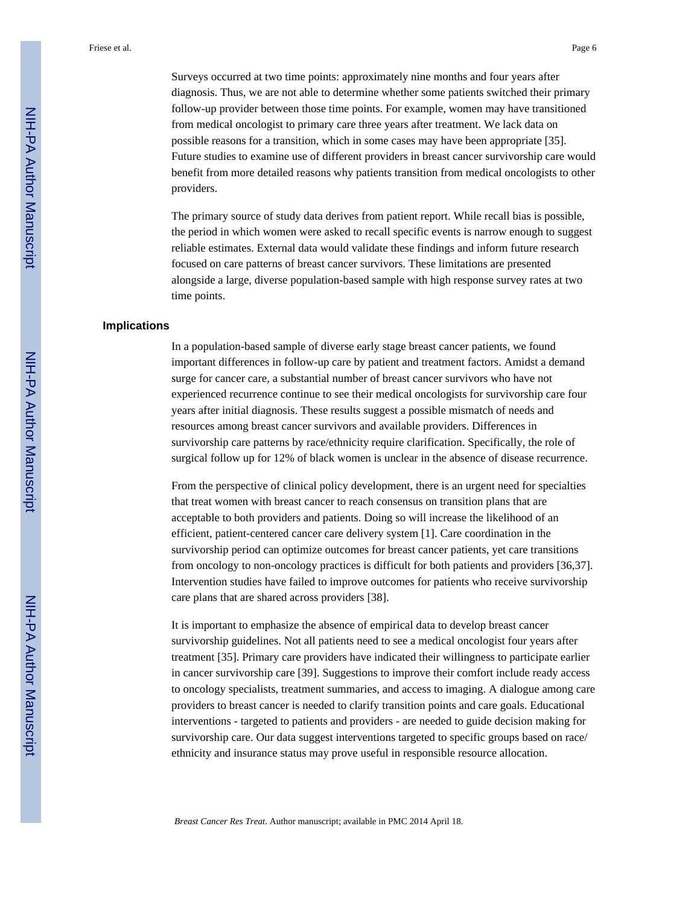Surveys occurred at two time points: approximately nine months and four years after diagnosis. Thus, we are not able to determine whether some patients switched their primary follow-up provider between those time points. For example, women may have transitioned from medical oncologist to primary care three years after treatment. We lack data on possible reasons for a transition, which in some cases may have been appropriate [35]. Future studies to examine use of different providers in breast cancer survivorship care would benefit from more detailed reasons why patients transition from medical oncologists to other providers.

The primary source of study data derives from patient report. While recall bias is possible, the period in which women were asked to recall specific events is narrow enough to suggest reliable estimates. External data would validate these findings and inform future research focused on care patterns of breast cancer survivors. These limitations are presented alongside a large, diverse population-based sample with high response survey rates at two time points.

## Implications

In a population-based sample of diverse early stage breast cancer patients, we found important differences in follow-up care by patient and treatment factors. Amidst a demand surge for cancer care, a substantial number of breast cancer survivors who have not experienced recurrence continue to see their medical oncologists for survivorship care four years after initial diagnosis. These results suggest a possible mismatch of needs and resources among breast cancer survivors and available providers. Differences in survivorship care patterns by race/ethnicity require clarification. Specifically, the role of surgical follow up for 12% of black women is unclear in the absence of disease recurrence.

From the perspective of clinical policy development, there is an urgent need for specialties that treat women with breast cancer to reach consensus on transition plans that are acceptable to both providers and patients. Doing so will increase the likelihood of an efficient, patient-centered cancer care delivery system [1]. Care coordination in the survivorship period can optimize outcomes for breast cancer patients, yet care transitions from oncology to non-oncology practices is difficult for both patients and providers [36,37]. Intervention studies have failed to improve outcomes for patients who receive survivorship care plans that are shared across providers [38].

It is important to emphasize the absence of empirical data to develop breast cancer survivorship guidelines. Not all patients need to see a medical oncologist four years after treatment [35]. Primary care providers have indicated their willingness to participate earlier in cancer survivorship care [39]. Suggestions to improve their comfort include ready access to oncology specialists, treatment summaries, and access to imaging. A dialogue among care providers to breast cancer is needed to clarify transition points and care goals. Educational interventions - targeted to patients and providers - are needed to guide decision making for survivorship care. Our data suggest interventions targeted to specific groups based on race/ethnicity and insurance status may prove useful in responsible resource allocation.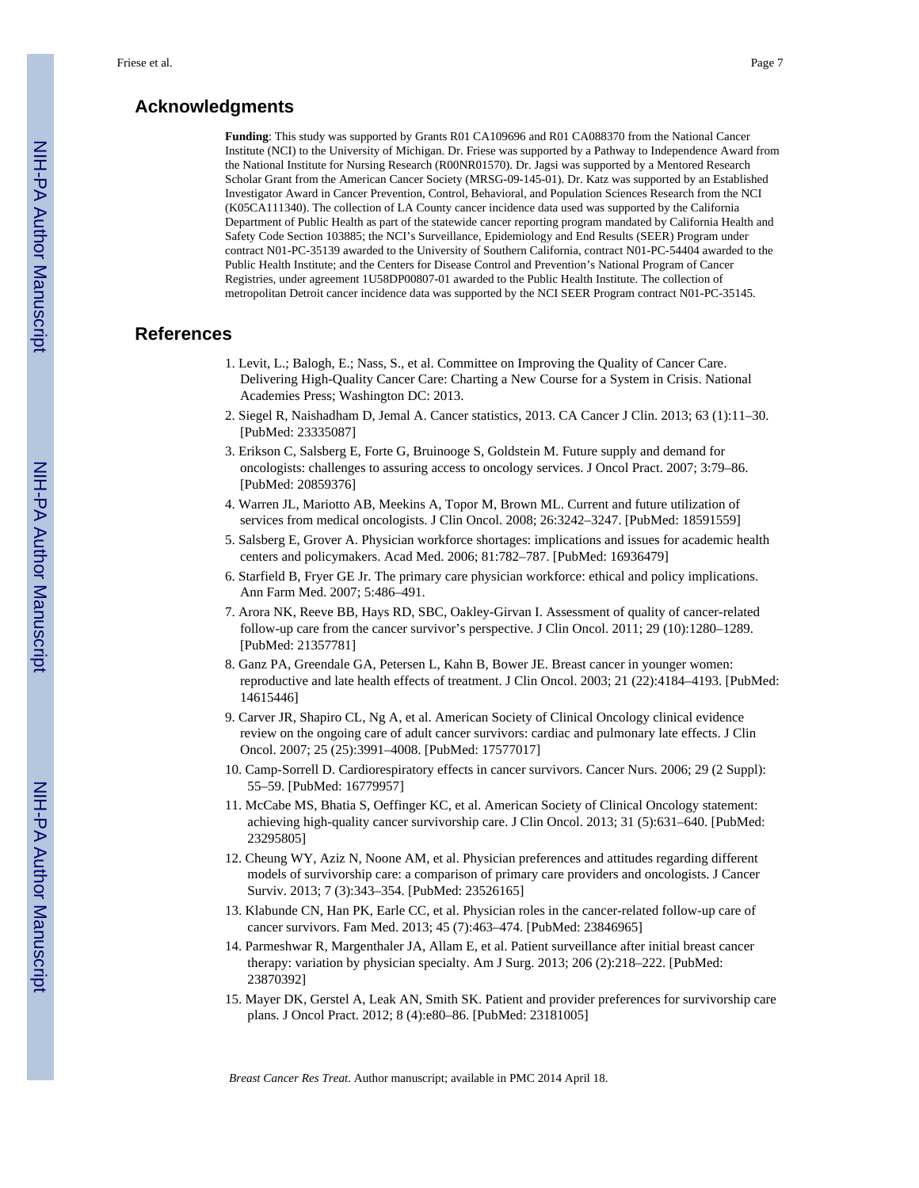## Acknowledgments

**Funding**: This study was supported by Grants R01 CA109696 and R01 CA088370 from the National Cancer Institute (NCI) to the University of Michigan. Dr. Friese was supported by a Pathway to Independence Award from the National Institute for Nursing Research (R00NR01570). Dr. Jagsi was supported by a Mentored Research Scholar Grant from the American Cancer Society (MRSG-09-145-01). Dr. Katz was supported by an Established Investigator Award in Cancer Prevention, Control, Behavioral, and Population Sciences Research from the NCI (K05CA111340). The collection of LA County cancer incidence data used was supported by the California Department of Public Health as part of the statewide cancer reporting program mandated by California Health and Safety Code Section 103885; the NCI's Surveillance, Epidemiology and End Results (SEER) Program under contract N01-PC-35139 awarded to the University of Southern California, contract N01-PC-54404 awarded to the Public Health Institute; and the Centers for Disease Control and Prevention's National Program of Cancer Registries, under agreement 1U58DP00807-01 awarded to the Public Health Institute. The collection of metropolitan Detroit cancer incidence data was supported by the NCI SEER Program contract N01-PC-35145.

## References

1. Levit, L.; Balogh, E.; Nass, S., et al. Committee on Improving the Quality of Cancer Care. Delivering High-Quality Cancer Care: Charting a New Course for a System in Crisis. National Academies Press; Washington DC: 2013.
2. Siegel R, Naishadham D, Jemal A. Cancer statistics, 2013. CA Cancer J Clin. 2013; 63 (1):11–30. [PubMed: 23335087]
3. Erikson C, Salsberg E, Forte G, Bruinooge S, Goldstein M. Future supply and demand for oncologists: challenges to assuring access to oncology services. J Oncol Pract. 2007; 3:79–86. [PubMed: 20859376]
4. Warren JL, Mariotto AB, Meekins A, Topor M, Brown ML. Current and future utilization of services from medical oncologists. J Clin Oncol. 2008; 26:3242–3247. [PubMed: 18591559]
5. Salsberg E, Grover A. Physician workforce shortages: implications and issues for academic health centers and policymakers. Acad Med. 2006; 81:782–787. [PubMed: 16936479]
6. Starfield B, Fryer GE Jr. The primary care physician workforce: ethical and policy implications. Ann Farm Med. 2007; 5:486–491.
7. Arora NK, Reeve BB, Hays RD, SBC, Oakley-Girvan I. Assessment of quality of cancer-related follow-up care from the cancer survivor's perspective. J Clin Oncol. 2011; 29 (10):1280–1289. [PubMed: 21357781]
8. Ganz PA, Greendale GA, Petersen L, Kahn B, Bower JE. Breast cancer in younger women: reproductive and late health effects of treatment. J Clin Oncol. 2003; 21 (22):4184–4193. [PubMed: 14615446]
9. Carver JR, Shapiro CL, Ng A, et al. American Society of Clinical Oncology clinical evidence review on the ongoing care of adult cancer survivors: cardiac and pulmonary late effects. J Clin Oncol. 2007; 25 (25):3991–4008. [PubMed: 17577017]
10. Camp-Sorrell D. Cardiorespiratory effects in cancer survivors. Cancer Nurs. 2006; 29 (2 Suppl): 55–59. [PubMed: 16779957]
11. McCabe MS, Bhatia S, Oeffinger KC, et al. American Society of Clinical Oncology statement: achieving high-quality cancer survivorship care. J Clin Oncol. 2013; 31 (5):631–640. [PubMed: 23295805]
12. Cheung WY, Aziz N, Noone AM, et al. Physician preferences and attitudes regarding different models of survivorship care: a comparison of primary care providers and oncologists. J Cancer Surviv. 2013; 7 (3):343–354. [PubMed: 23526165]
13. Klabunde CN, Han PK, Earle CC, et al. Physician roles in the cancer-related follow-up care of cancer survivors. Fam Med. 2013; 45 (7):463–474. [PubMed: 23846965]
14. Parmeshwar R, Margenthaler JA, Allam E, et al. Patient surveillance after initial breast cancer therapy: variation by physician specialty. Am J Surg. 2013; 206 (2):218–222. [PubMed: 23870392]
15. Mayer DK, Gerstel A, Leak AN, Smith SK. Patient and provider preferences for survivorship care plans. J Oncol Pract. 2012; 8 (4):e80–86. [PubMed: 23181005]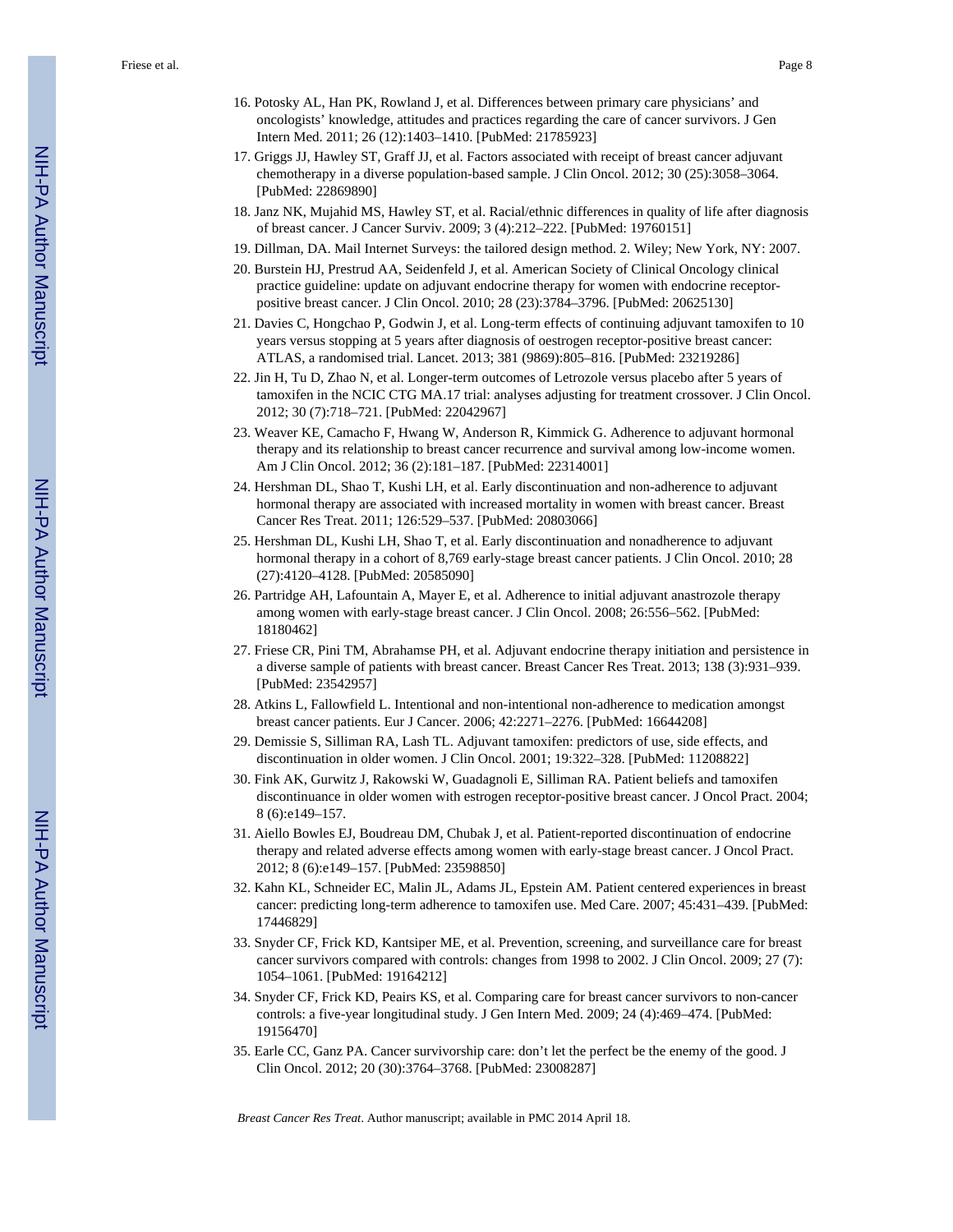16. Potosky AL, Han PK, Rowland J, et al. Differences between primary care physicians' and oncologists' knowledge, attitudes and practices regarding the care of cancer survivors. J Gen Intern Med. 2011; 26 (12):1403–1410. [PubMed: 21785923]
17. Griggs JJ, Hawley ST, Graff JJ, et al. Factors associated with receipt of breast cancer adjuvant chemotherapy in a diverse population-based sample. J Clin Oncol. 2012; 30 (25):3058–3064. [PubMed: 22869890]
18. Janz NK, Mujahid MS, Hawley ST, et al. Racial/ethnic differences in quality of life after diagnosis of breast cancer. J Cancer Surviv. 2009; 3 (4):212–222. [PubMed: 19760151]
19. Dillman, DA. Mail Internet Surveys: the tailored design method. 2. Wiley; New York, NY: 2007.
20. Burstein HJ, Prestrud AA, Seidenfeld J, et al. American Society of Clinical Oncology clinical practice guideline: update on adjuvant endocrine therapy for women with endocrine receptor-positive breast cancer. J Clin Oncol. 2010; 28 (23):3784–3796. [PubMed: 20625130]
21. Davies C, Hongchao P, Godwin J, et al. Long-term effects of continuing adjuvant tamoxifen to 10 years versus stopping at 5 years after diagnosis of oestrogen receptor-positive breast cancer: ATLAS, a randomised trial. Lancet. 2013; 381 (9869):805–816. [PubMed: 23219286]
22. Jin H, Tu D, Zhao N, et al. Longer-term outcomes of Letrozole versus placebo after 5 years of tamoxifen in the NCIC CTG MA.17 trial: analyses adjusting for treatment crossover. J Clin Oncol. 2012; 30 (7):718–721. [PubMed: 22042967]
23. Weaver KE, Camacho F, Hwang W, Anderson R, Kimmick G. Adherence to adjuvant hormonal therapy and its relationship to breast cancer recurrence and survival among low-income women. Am J Clin Oncol. 2012; 36 (2):181–187. [PubMed: 22314001]
24. Hershman DL, Shao T, Kushi LH, et al. Early discontinuation and non-adherence to adjuvant hormonal therapy are associated with increased mortality in women with breast cancer. Breast Cancer Res Treat. 2011; 126:529–537. [PubMed: 20803066]
25. Hershman DL, Kushi LH, Shao T, et al. Early discontinuation and nonadherence to adjuvant hormonal therapy in a cohort of 8,769 early-stage breast cancer patients. J Clin Oncol. 2010; 28 (27):4120–4128. [PubMed: 20585090]
26. Partridge AH, Lafountain A, Mayer E, et al. Adherence to initial adjuvant anastrozole therapy among women with early-stage breast cancer. J Clin Oncol. 2008; 26:556–562. [PubMed: 18180462]
27. Friese CR, Pini TM, Abrahamse PH, et al. Adjuvant endocrine therapy initiation and persistence in a diverse sample of patients with breast cancer. Breast Cancer Res Treat. 2013; 138 (3):931–939. [PubMed: 23542957]
28. Atkins L, Fallowfield L. Intentional and non-intentional non-adherence to medication amongst breast cancer patients. Eur J Cancer. 2006; 42:2271–2276. [PubMed: 16644208]
29. Demissie S, Silliman RA, Lash TL. Adjuvant tamoxifen: predictors of use, side effects, and discontinuation in older women. J Clin Oncol. 2001; 19:322–328. [PubMed: 11208822]
30. Fink AK, Gurwitz J, Rakowski W, Guadagnoli E, Silliman RA. Patient beliefs and tamoxifen discontinuance in older women with estrogen receptor-positive breast cancer. J Oncol Pract. 2004; 8 (6):e149–157.
31. Aiello Bowles EJ, Boudreau DM, Chubak J, et al. Patient-reported discontinuation of endocrine therapy and related adverse effects among women with early-stage breast cancer. J Oncol Pract. 2012; 8 (6):e149–157. [PubMed: 23598850]
32. Kahn KL, Schneider EC, Malin JL, Adams JL, Epstein AM. Patient centered experiences in breast cancer: predicting long-term adherence to tamoxifen use. Med Care. 2007; 45:431–439. [PubMed: 17446829]
33. Snyder CF, Frick KD, Kantsiper ME, et al. Prevention, screening, and surveillance care for breast cancer survivors compared with controls: changes from 1998 to 2002. J Clin Oncol. 2009; 27 (7): 1054–1061. [PubMed: 19164212]
34. Snyder CF, Frick KD, Peairs KS, et al. Comparing care for breast cancer survivors to non-cancer controls: a five-year longitudinal study. J Gen Intern Med. 2009; 24 (4):469–474. [PubMed: 19156470]
35. Earle CC, Ganz PA. Cancer survivorship care: don't let the perfect be the enemy of the good. J Clin Oncol. 2012; 20 (30):3764–3768. [PubMed: 23008287]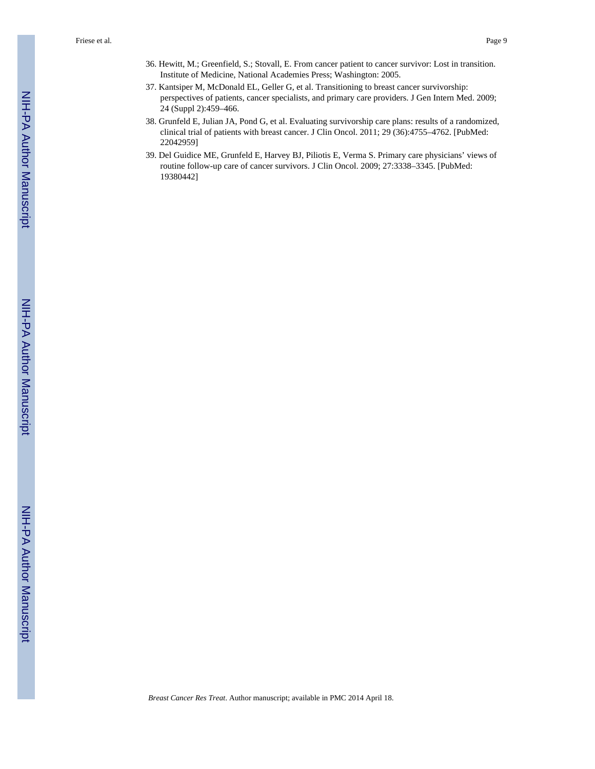36. Hewitt, M.; Greenfield, S.; Stovall, E. From cancer patient to cancer survivor: Lost in transition. Institute of Medicine, National Academies Press; Washington: 2005.
37. Kantsiper M, McDonald EL, Geller G, et al. Transitioning to breast cancer survivorship: perspectives of patients, cancer specialists, and primary care providers. J Gen Intern Med. 2009; 24 (Suppl 2):459–466.
38. Grunfeld E, Julian JA, Pond G, et al. Evaluating survivorship care plans: results of a randomized, clinical trial of patients with breast cancer. J Clin Oncol. 2011; 29 (36):4755–4762. [PubMed: 22042959]
39. Del Guidice ME, Grunfeld E, Harvey BJ, Piliotis E, Verma S. Primary care physicians' views of routine follow-up care of cancer survivors. J Clin Oncol. 2009; 27:3338–3345. [PubMed: 19380442]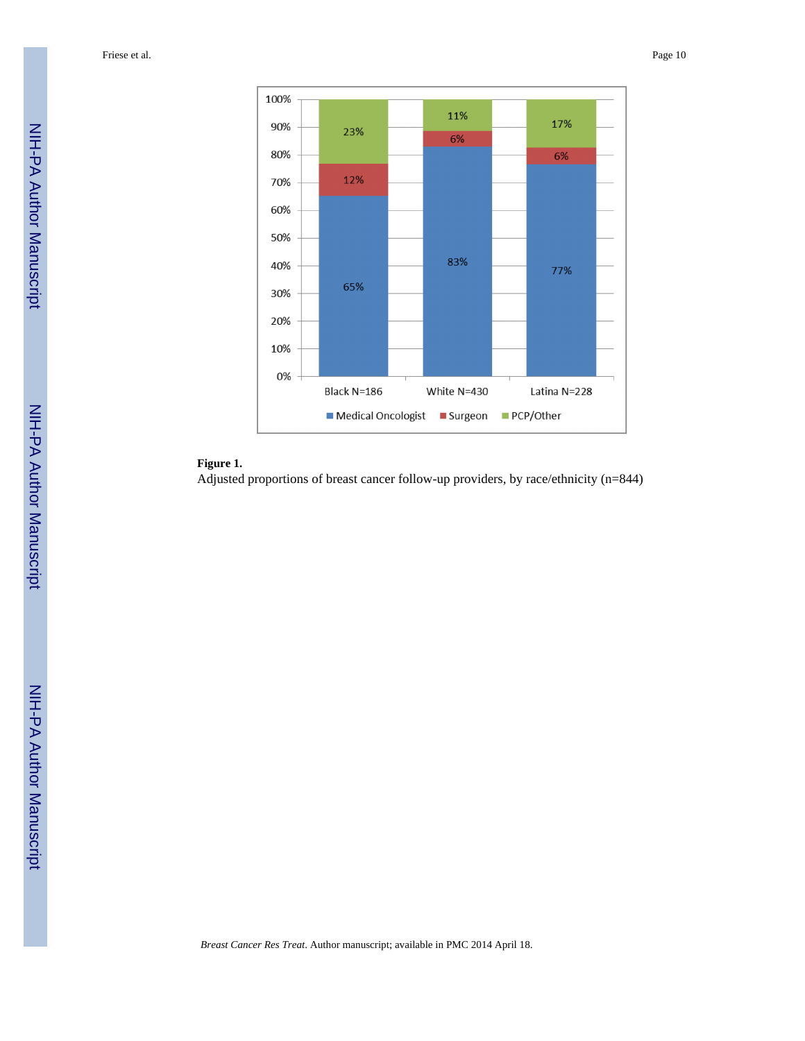**Figure 1.**

Adjusted proportions of breast cancer follow-up providers, by race/ethnicity (n=844)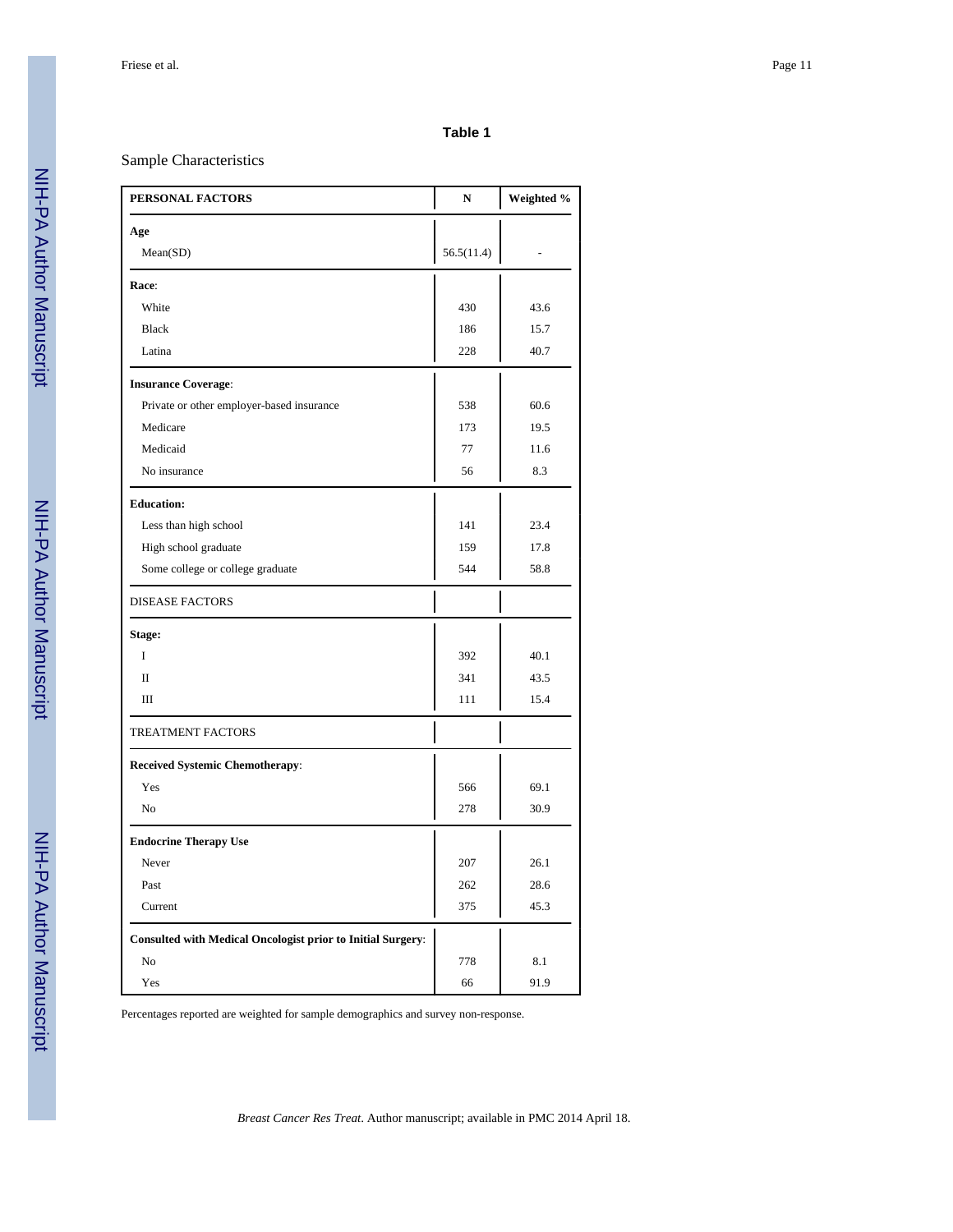**Table 1**

Sample Characteristics

| PERSONAL FACTORS | N | Weighted % |
|---|---|---|
| **Age** | | |
| Mean(SD) | 56.5(11.4) | - |
| **Race**: | | |
| White | 430 | 43.6 |
| Black | 186 | 15.7 |
| Latina | 228 | 40.7 |
| **Insurance Coverage**: | | |
| Private or other employer-based insurance | 538 | 60.6 |
| Medicare | 173 | 19.5 |
| Medicaid | 77 | 11.6 |
| No insurance | 56 | 8.3 |
| **Education:** | | |
| Less than high school | 141 | 23.4 |
| High school graduate | 159 | 17.8 |
| Some college or college graduate | 544 | 58.8 |
| DISEASE FACTORS | | |
| **Stage:** | | |
| I | 392 | 40.1 |
| II | 341 | 43.5 |
| III | 111 | 15.4 |
| TREATMENT FACTORS | | |
| **Received Systemic Chemotherapy**: | | |
| Yes | 566 | 69.1 |
| No | 278 | 30.9 |
| **Endocrine Therapy Use** | | |
| Never | 207 | 26.1 |
| Past | 262 | 28.6 |
| Current | 375 | 45.3 |
| **Consulted with Medical Oncologist prior to Initial Surgery**: | | |
| No | 778 | 8.1 |
| Yes | 66 | 91.9 |

Percentages reported are weighted for sample demographics and survey non-response.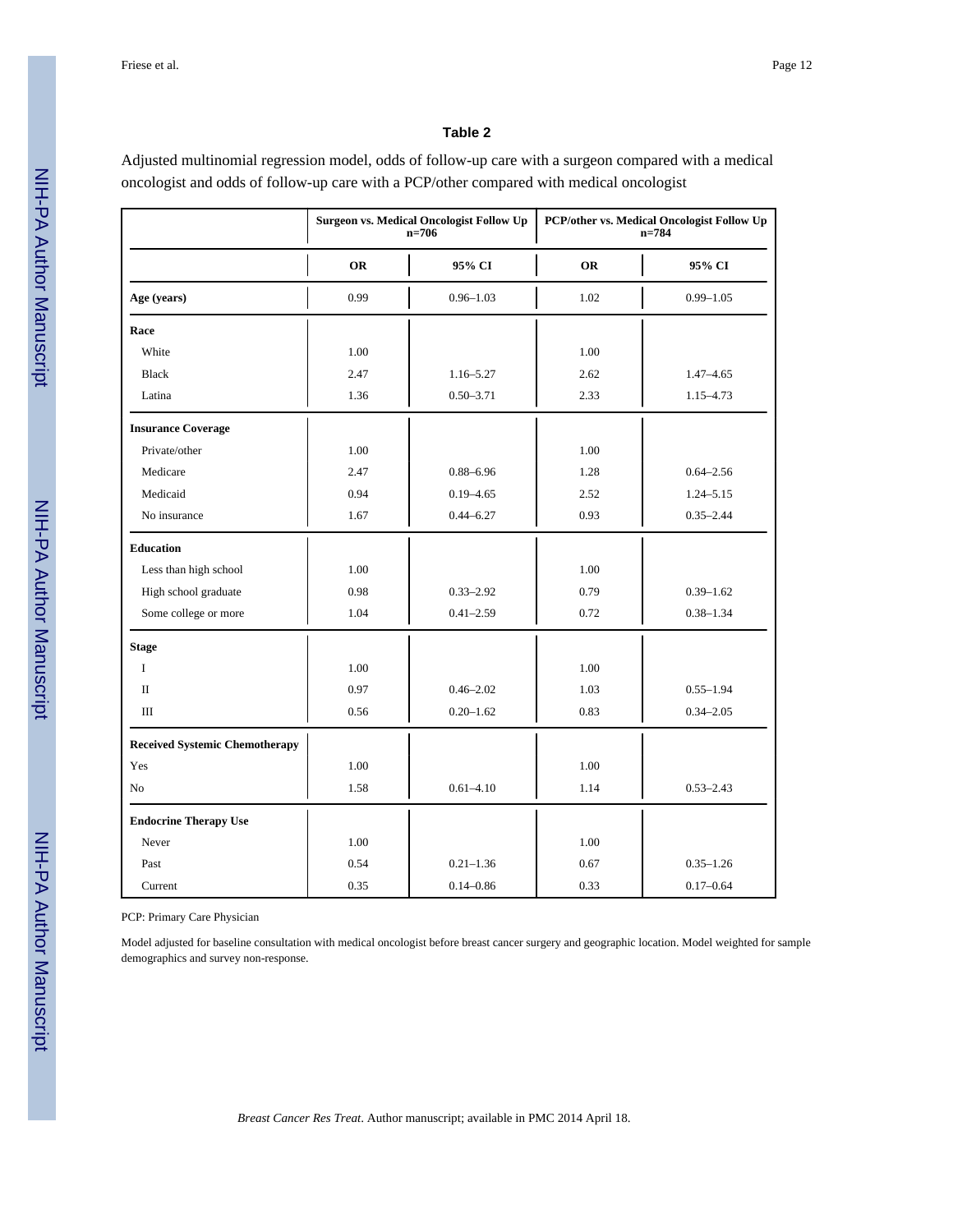### Table 2

Adjusted multinomial regression model, odds of follow-up care with a surgeon compared with a medical oncologist and odds of follow-up care with a PCP/other compared with medical oncologist

| | Surgeon vs. Medical Oncologist Follow Up n=706 | | PCP/other vs. Medical Oncologist Follow Up n=784 | |
|---|---|---|---|---|
| | **OR** | **95% CI** | **OR** | **95% CI** |
| **Age (years)** | 0.99 | 0.96–1.03 | 1.02 | 0.99–1.05 |
| **Race** | | | | |
| White | 1.00 | | 1.00 | |
| Black | 2.47 | 1.16–5.27 | 2.62 | 1.47–4.65 |
| Latina | 1.36 | 0.50–3.71 | 2.33 | 1.15–4.73 |
| **Insurance Coverage** | | | | |
| Private/other | 1.00 | | 1.00 | |
| Medicare | 2.47 | 0.88–6.96 | 1.28 | 0.64–2.56 |
| Medicaid | 0.94 | 0.19–4.65 | 2.52 | 1.24–5.15 |
| No insurance | 1.67 | 0.44–6.27 | 0.93 | 0.35–2.44 |
| **Education** | | | | |
| Less than high school | 1.00 | | 1.00 | |
| High school graduate | 0.98 | 0.33–2.92 | 0.79 | 0.39–1.62 |
| Some college or more | 1.04 | 0.41–2.59 | 0.72 | 0.38–1.34 |
| **Stage** | | | | |
| I | 1.00 | | 1.00 | |
| II | 0.97 | 0.46–2.02 | 1.03 | 0.55–1.94 |
| III | 0.56 | 0.20–1.62 | 0.83 | 0.34–2.05 |
| **Received Systemic Chemotherapy** | | | | |
| Yes | 1.00 | | 1.00 | |
| No | 1.58 | 0.61–4.10 | 1.14 | 0.53–2.43 |
| **Endocrine Therapy Use** | | | | |
| Never | 1.00 | | 1.00 | |
| Past | 0.54 | 0.21–1.36 | 0.67 | 0.35–1.26 |
| Current | 0.35 | 0.14–0.86 | 0.33 | 0.17–0.64 |

PCP: Primary Care Physician

Model adjusted for baseline consultation with medical oncologist before breast cancer surgery and geographic location. Model weighted for sample demographics and survey non-response.